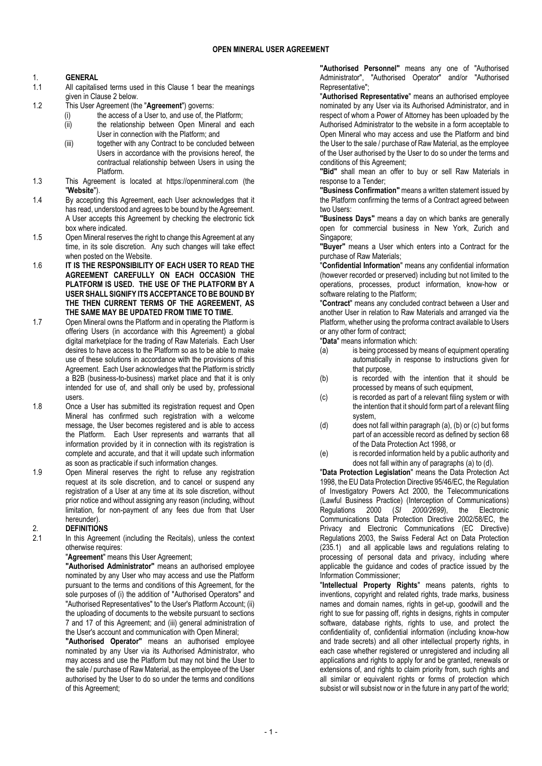# OPEN MINERAL USER AGREEMENT

## 1. GENERAL

1.1 All capitalised terms used in this Clause 1 bear the meanings given in Clause 2 below.

1.2 This User Agreement (the "**Agreement**") governs:

(i) the access of a User to, and use of, the Platform;

(ii) the relationship between Open Mineral and each User in connection with the Platform; and

(iii) together with any Contract to be concluded between Users in accordance with the provisions hereof, the contractual relationship between Users in using the Platform.

1.3 This Agreement is located at https://openmineral.com (the "**Website**").

1.4 By accepting this Agreement, each User acknowledges that it has read, understood and agrees to be bound by the Agreement. A User accepts this Agreement by checking the electronic tick box where indicated.

1.5 Open Mineral reserves the right to change this Agreement at any time, in its sole discretion. Any such changes will take effect when posted on the Website.

1.6 **IT IS THE RESPONSIBILITY OF EACH USER TO READ THE AGREEMENT CAREFULLY ON EACH OCCASION THE PLATFORM IS USED. THE USE OF THE PLATFORM BY A USER SHALL SIGNIFY ITS ACCEPTANCE TO BE BOUND BY THE THEN CURRENT TERMS OF THE AGREEMENT, AS THE SAME MAY BE UPDATED FROM TIME TO TIME.**

1.7 Open Mineral owns the Platform and in operating the Platform is offering Users (in accordance with this Agreement) a global digital marketplace for the trading of Raw Materials. Each User desires to have access to the Platform so as to be able to make use of these solutions in accordance with the provisions of this Agreement. Each User acknowledges that the Platform is strictly a B2B (business-to-business) market place and that it is only intended for use of, and shall only be used by, professional users.

1.8 Once a User has submitted its registration request and Open Mineral has confirmed such registration with a welcome message, the User becomes registered and is able to access the Platform. Each User represents and warrants that all information provided by it in connection with its registration is complete and accurate, and that it will update such information as soon as practicable if such information changes.

1.9 Open Mineral reserves the right to refuse any registration request at its sole discretion, and to cancel or suspend any registration of a User at any time at its sole discretion, without prior notice and without assigning any reason (including, without limitation, for non-payment of any fees due from that User hereunder).

## 2. DEFINITIONS

2.1 In this Agreement (including the Recitals), unless the context otherwise requires:

"**Agreement**" means this User Agreement;

**"Authorised Administrator"** means an authorised employee nominated by any User who may access and use the Platform pursuant to the terms and conditions of this Agreement, for the sole purposes of (i) the addition of "Authorised Operators" and "Authorised Representatives" to the User's Platform Account; (ii) the uploading of documents to the website pursuant to sections 7 and 17 of this Agreement; and (iii) general administration of the User's account and communication with Open Mineral;

**"Authorised Operator"** means an authorised employee nominated by any User via its Authorised Administrator, who may access and use the Platform but may not bind the User to the sale / purchase of Raw Material, as the employee of the User authorised by the User to do so under the terms and conditions of this Agreement;

**"Authorised Personnel"** means any one of "Authorised Administrator", "Authorised Operator" and/or "Authorised Representative";

"**Authorised Representative**" means an authorised employee nominated by any User via its Authorised Administrator, and in respect of whom a Power of Attorney has been uploaded by the Authorised Administrator to the website in a form acceptable to Open Mineral who may access and use the Platform and bind the User to the sale / purchase of Raw Material, as the employee of the User authorised by the User to do so under the terms and conditions of this Agreement;

**"Bid"** shall mean an offer to buy or sell Raw Materials in response to a Tender;

**"Business Confirmation"** means a written statement issued by the Platform confirming the terms of a Contract agreed between two Users:

**"Business Days"** means a day on which banks are generally open for commercial business in New York, Zurich and Singapore;

**"Buyer"** means a User which enters into a Contract for the purchase of Raw Materials;

"**Confidential Information**" means any confidential information (however recorded or preserved) including but not limited to the operations, processes, product information, know-how or software relating to the Platform;

"**Contract**" means any concluded contract between a User and another User in relation to Raw Materials and arranged via the Platform, whether using the proforma contract available to Users or any other form of contract;

"**Data**" means information which:

(a) is being processed by means of equipment operating automatically in response to instructions given for that purpose,

(b) is recorded with the intention that it should be processed by means of such equipment,

(c) is recorded as part of a relevant filing system or with the intention that it should form part of a relevant filing system,

(d) does not fall within paragraph (a), (b) or (c) but forms part of an accessible record as defined by section 68 of the Data Protection Act 1998, or

(e) is recorded information held by a public authority and does not fall within any of paragraphs (a) to (d).

"**Data Protection Legislation**" means the Data Protection Act 1998, the EU Data Protection Directive 95/46/EC, the Regulation of Investigatory Powers Act 2000, the Telecommunications (Lawful Business Practice) (Interception of Communications) Regulations 2000 (*SI 2000/2699*), the Electronic Communications Data Protection Directive 2002/58/EC, the Privacy and Electronic Communications (EC Directive) Regulations 2003, the Swiss Federal Act on Data Protection (235.1) and all applicable laws and regulations relating to processing of personal data and privacy, including where applicable the guidance and codes of practice issued by the Information Commissioner;

"**Intellectual Property Rights**" means patents, rights to inventions, copyright and related rights, trade marks, business names and domain names, rights in get-up, goodwill and the right to sue for passing off, rights in designs, rights in computer software, database rights, rights to use, and protect the confidentiality of, confidential information (including know-how and trade secrets) and all other intellectual property rights, in each case whether registered or unregistered and including all applications and rights to apply for and be granted, renewals or extensions of, and rights to claim priority from, such rights and all similar or equivalent rights or forms of protection which subsist or will subsist now or in the future in any part of the world;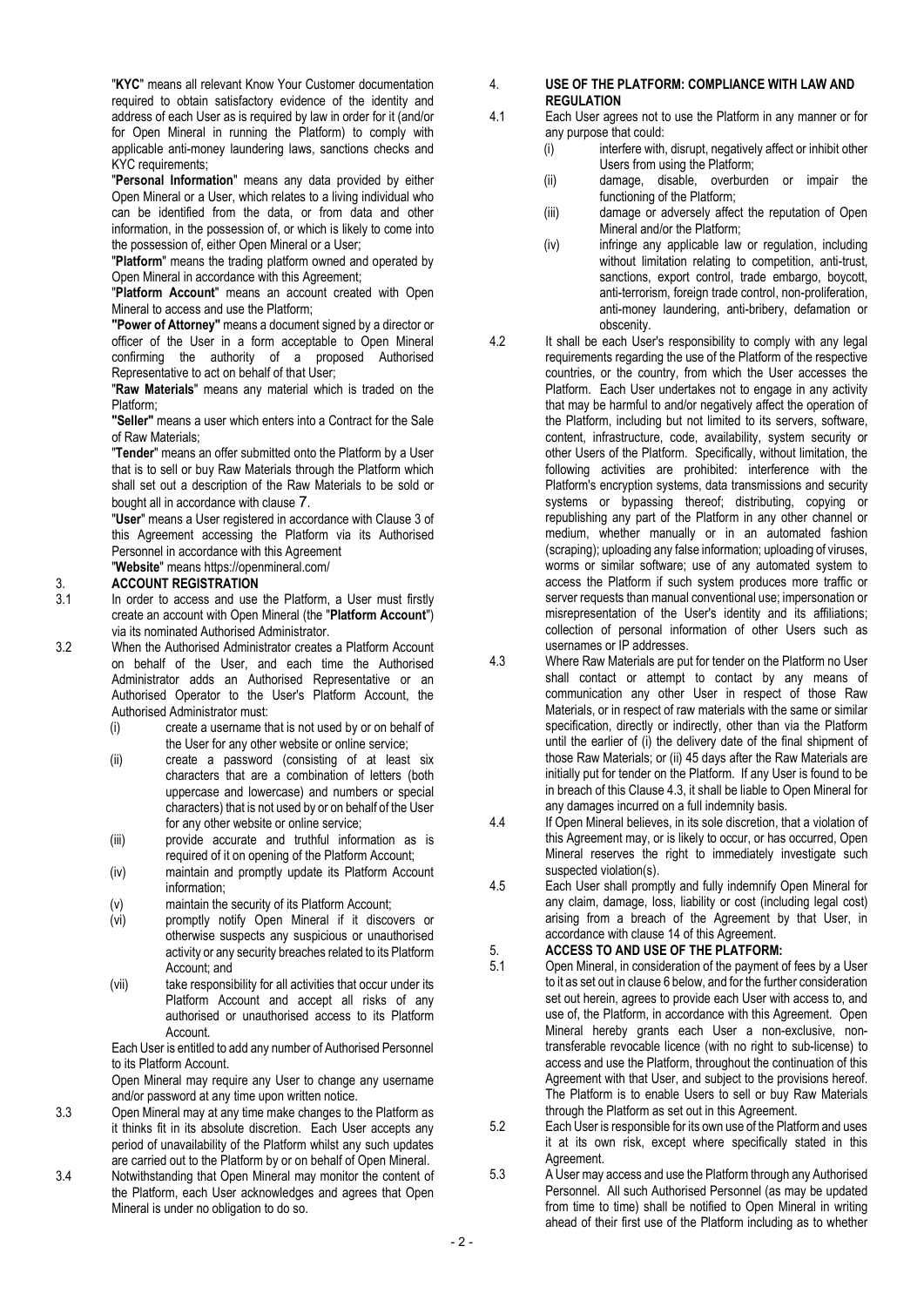"**KYC**" means all relevant Know Your Customer documentation required to obtain satisfactory evidence of the identity and address of each User as is required by law in order for it (and/or for Open Mineral in running the Platform) to comply with applicable anti-money laundering laws, sanctions checks and KYC requirements;

"**Personal Information**" means any data provided by either Open Mineral or a User, which relates to a living individual who can be identified from the data, or from data and other information, in the possession of, or which is likely to come into the possession of, either Open Mineral or a User;

"**Platform**" means the trading platform owned and operated by Open Mineral in accordance with this Agreement;

"**Platform Account**" means an account created with Open Mineral to access and use the Platform;

**"Power of Attorney"** means a document signed by a director or officer of the User in a form acceptable to Open Mineral confirming the authority of a proposed Authorised Representative to act on behalf of that User;

"**Raw Materials**" means any material which is traded on the Platform;

**"Seller"** means a user which enters into a Contract for the Sale of Raw Materials;

"**Tender**" means an offer submitted onto the Platform by a User that is to sell or buy Raw Materials through the Platform which shall set out a description of the Raw Materials to be sold or bought all in accordance with clause 7.

"**User**" means a User registered in accordance with Clause 3 of this Agreement accessing the Platform via its Authorised Personnel in accordance with this Agreement

"**Website**" means https://openmineral.com/

## 3. ACCOUNT REGISTRATION

3.1 In order to access and use the Platform, a User must firstly create an account with Open Mineral (the "**Platform Account**") via its nominated Authorised Administrator.

3.2 When the Authorised Administrator creates a Platform Account on behalf of the User, and each time the Authorised Administrator adds an Authorised Representative or an Authorised Operator to the User's Platform Account, the Authorised Administrator must:

(i) create a username that is not used by or on behalf of the User for any other website or online service;

(ii) create a password (consisting of at least six characters that are a combination of letters (both uppercase and lowercase) and numbers or special characters) that is not used by or on behalf of the User for any other website or online service;

(iii) provide accurate and truthful information as is required of it on opening of the Platform Account;

(iv) maintain and promptly update its Platform Account information;

(v) maintain the security of its Platform Account;

(vi) promptly notify Open Mineral if it discovers or otherwise suspects any suspicious or unauthorised activity or any security breaches related to its Platform Account; and

(vii) take responsibility for all activities that occur under its Platform Account and accept all risks of any authorised or unauthorised access to its Platform Account.

Each User is entitled to add any number of Authorised Personnel to its Platform Account.

Open Mineral may require any User to change any username and/or password at any time upon written notice.

3.3 Open Mineral may at any time make changes to the Platform as it thinks fit in its absolute discretion. Each User accepts any period of unavailability of the Platform whilst any such updates are carried out to the Platform by or on behalf of Open Mineral.

3.4 Notwithstanding that Open Mineral may monitor the content of the Platform, each User acknowledges and agrees that Open Mineral is under no obligation to do so.

## 4. USE OF THE PLATFORM: COMPLIANCE WITH LAW AND REGULATION

4.1 Each User agrees not to use the Platform in any manner or for any purpose that could:

(i) interfere with, disrupt, negatively affect or inhibit other Users from using the Platform;

(ii) damage, disable, overburden or impair the functioning of the Platform;

(iii) damage or adversely affect the reputation of Open Mineral and/or the Platform;

(iv) infringe any applicable law or regulation, including without limitation relating to competition, anti-trust, sanctions, export control, trade embargo, boycott, anti-terrorism, foreign trade control, non-proliferation, anti-money laundering, anti-bribery, defamation or obscenity.

4.2 It shall be each User's responsibility to comply with any legal requirements regarding the use of the Platform of the respective countries, or the country, from which the User accesses the Platform. Each User undertakes not to engage in any activity that may be harmful to and/or negatively affect the operation of the Platform, including but not limited to its servers, software, content, infrastructure, code, availability, system security or other Users of the Platform. Specifically, without limitation, the following activities are prohibited: interference with the Platform's encryption systems, data transmissions and security systems or bypassing thereof; distributing, copying or republishing any part of the Platform in any other channel or medium, whether manually or in an automated fashion (scraping); uploading any false information; uploading of viruses, worms or similar software; use of any automated system to access the Platform if such system produces more traffic or server requests than manual conventional use; impersonation or misrepresentation of the User's identity and its affiliations; collection of personal information of other Users such as usernames or IP addresses.

4.3 Where Raw Materials are put for tender on the Platform no User shall contact or attempt to contact by any means of communication any other User in respect of those Raw Materials, or in respect of raw materials with the same or similar specification, directly or indirectly, other than via the Platform until the earlier of (i) the delivery date of the final shipment of those Raw Materials; or (ii) 45 days after the Raw Materials are initially put for tender on the Platform. If any User is found to be in breach of this Clause 4.3, it shall be liable to Open Mineral for any damages incurred on a full indemnity basis.

4.4 If Open Mineral believes, in its sole discretion, that a violation of this Agreement may, or is likely to occur, or has occurred, Open Mineral reserves the right to immediately investigate such suspected violation(s).

4.5 Each User shall promptly and fully indemnify Open Mineral for any claim, damage, loss, liability or cost (including legal cost) arising from a breach of the Agreement by that User, in accordance with clause 14 of this Agreement.

## 5. ACCESS TO AND USE OF THE PLATFORM:

5.1 Open Mineral, in consideration of the payment of fees by a User to it as set out in clause 6 below, and for the further consideration set out herein, agrees to provide each User with access to, and use of, the Platform, in accordance with this Agreement. Open Mineral hereby grants each User a non-exclusive, non-transferable revocable licence (with no right to sub-license) to access and use the Platform, throughout the continuation of this Agreement with that User, and subject to the provisions hereof. The Platform is to enable Users to sell or buy Raw Materials through the Platform as set out in this Agreement.

5.2 Each User is responsible for its own use of the Platform and uses it at its own risk, except where specifically stated in this Agreement.

5.3 A User may access and use the Platform through any Authorised Personnel. All such Authorised Personnel (as may be updated from time to time) shall be notified to Open Mineral in writing ahead of their first use of the Platform including as to whether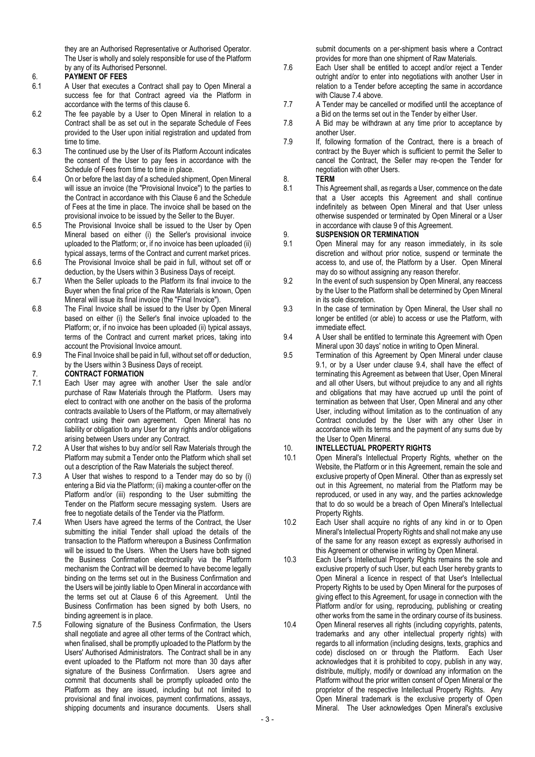they are an Authorised Representative or Authorised Operator. The User is wholly and solely responsible for use of the Platform by any of its Authorised Personnel.

**6. PAYMENT OF FEES**

6.1 A User that executes a Contract shall pay to Open Mineral a success fee for that Contract agreed via the Platform in accordance with the terms of this clause 6.

6.2 The fee payable by a User to Open Mineral in relation to a Contract shall be as set out in the separate Schedule of Fees provided to the User upon initial registration and updated from time to time.

6.3 The continued use by the User of its Platform Account indicates the consent of the User to pay fees in accordance with the Schedule of Fees from time to time in place.

6.4 On or before the last day of a scheduled shipment, Open Mineral will issue an invoice (the "Provisional Invoice") to the parties to the Contract in accordance with this Clause 6 and the Schedule of Fees at the time in place. The invoice shall be based on the provisional invoice to be issued by the Seller to the Buyer.

6.5 The Provisional Invoice shall be issued to the User by Open Mineral based on either (i) the Seller's provisional invoice uploaded to the Platform; or, if no invoice has been uploaded (ii) typical assays, terms of the Contract and current market prices.

6.6 The Provisional Invoice shall be paid in full, without set off or deduction, by the Users within 3 Business Days of receipt.

6.7 When the Seller uploads to the Platform its final invoice to the Buyer when the final price of the Raw Materials is known, Open Mineral will issue its final invoice (the "Final Invoice").

6.8 The Final Invoice shall be issued to the User by Open Mineral based on either (i) the Seller's final invoice uploaded to the Platform; or, if no invoice has been uploaded (ii) typical assays, terms of the Contract and current market prices, taking into account the Provisional Invoice amount.

6.9 The Final Invoice shall be paid in full, without set off or deduction, by the Users within 3 Business Days of receipt.

**7. CONTRACT FORMATION**

7.1 Each User may agree with another User the sale and/or purchase of Raw Materials through the Platform. Users may elect to contract with one another on the basis of the proforma contracts available to Users of the Platform, or may alternatively contract using their own agreement. Open Mineral has no liability or obligation to any User for any rights and/or obligations arising between Users under any Contract.

7.2 A User that wishes to buy and/or sell Raw Materials through the Platform may submit a Tender onto the Platform which shall set out a description of the Raw Materials the subject thereof.

7.3 A User that wishes to respond to a Tender may do so by (i) entering a Bid via the Platform; (ii) making a counter-offer on the Platform and/or (iii) responding to the User submitting the Tender on the Platform secure messaging system. Users are free to negotiate details of the Tender via the Platform.

7.4 When Users have agreed the terms of the Contract, the User submitting the initial Tender shall upload the details of the transaction to the Platform whereupon a Business Confirmation will be issued to the Users. When the Users have both signed the Business Confirmation electronically via the Platform mechanism the Contract will be deemed to have become legally binding on the terms set out in the Business Confirmation and the Users will be jointly liable to Open Mineral in accordance with the terms set out at Clause 6 of this Agreement. Until the Business Confirmation has been signed by both Users, no binding agreement is in place.

7.5 Following signature of the Business Confirmation, the Users shall negotiate and agree all other terms of the Contract which, when finalised, shall be promptly uploaded to the Platform by the Users' Authorised Administrators. The Contract shall be in any event uploaded to the Platform not more than 30 days after signature of the Business Confirmation. Users agree and commit that documents shall be promptly uploaded onto the Platform as they are issued, including but not limited to provisional and final invoices, payment confirmations, assays, shipping documents and insurance documents. Users shall submit documents on a per-shipment basis where a Contract provides for more than one shipment of Raw Materials.

7.6 Each User shall be entitled to accept and/or reject a Tender outright and/or to enter into negotiations with another User in relation to a Tender before accepting the same in accordance with Clause 7.4 above.

7.7 A Tender may be cancelled or modified until the acceptance of a Bid on the terms set out in the Tender by either User.

7.8 A Bid may be withdrawn at any time prior to acceptance by another User.

7.9 If, following formation of the Contract, there is a breach of contract by the Buyer which is sufficient to permit the Seller to cancel the Contract, the Seller may re-open the Tender for negotiation with other Users.

**8. TERM**

8.1 This Agreement shall, as regards a User, commence on the date that a User accepts this Agreement and shall continue indefinitely as between Open Mineral and that User unless otherwise suspended or terminated by Open Mineral or a User in accordance with clause 9 of this Agreement.

**9. SUSPENSION OR TERMINATION**

9.1 Open Mineral may for any reason immediately, in its sole discretion and without prior notice, suspend or terminate the access to, and use of, the Platform by a User. Open Mineral may do so without assigning any reason therefor.

9.2 In the event of such suspension by Open Mineral, any reaccess by the User to the Platform shall be determined by Open Mineral in its sole discretion.

9.3 In the case of termination by Open Mineral, the User shall no longer be entitled (or able) to access or use the Platform, with immediate effect.

9.4 A User shall be entitled to terminate this Agreement with Open Mineral upon 30 days' notice in writing to Open Mineral.

9.5 Termination of this Agreement by Open Mineral under clause 9.1, or by a User under clause 9.4, shall have the effect of terminating this Agreement as between that User, Open Mineral and all other Users, but without prejudice to any and all rights and obligations that may have accrued up until the point of termination as between that User, Open Mineral and any other User, including without limitation as to the continuation of any Contract concluded by the User with any other User in accordance with its terms and the payment of any sums due by the User to Open Mineral.

**10. INTELLECTUAL PROPERTY RIGHTS**

10.1 Open Mineral's Intellectual Property Rights, whether on the Website, the Platform or in this Agreement, remain the sole and exclusive property of Open Mineral. Other than as expressly set out in this Agreement, no material from the Platform may be reproduced, or used in any way, and the parties acknowledge that to do so would be a breach of Open Mineral's Intellectual Property Rights.

10.2 Each User shall acquire no rights of any kind in or to Open Mineral's Intellectual Property Rights and shall not make any use of the same for any reason except as expressly authorised in this Agreement or otherwise in writing by Open Mineral.

10.3 Each User's Intellectual Property Rights remains the sole and exclusive property of such User, but each User hereby grants to Open Mineral a licence in respect of that User's Intellectual Property Rights to be used by Open Mineral for the purposes of giving effect to this Agreement, for usage in connection with the Platform and/or for using, reproducing, publishing or creating other works from the same in the ordinary course of its business.

10.4 Open Mineral reserves all rights (including copyrights, patents, trademarks and any other intellectual property rights) with regards to all information (including designs, texts, graphics and code) disclosed on or through the Platform. Each User acknowledges that it is prohibited to copy, publish in any way, distribute, multiply, modify or download any information on the Platform without the prior written consent of Open Mineral or the proprietor of the respective Intellectual Property Rights. Any Open Mineral trademark is the exclusive property of Open Mineral. The User acknowledges Open Mineral's exclusive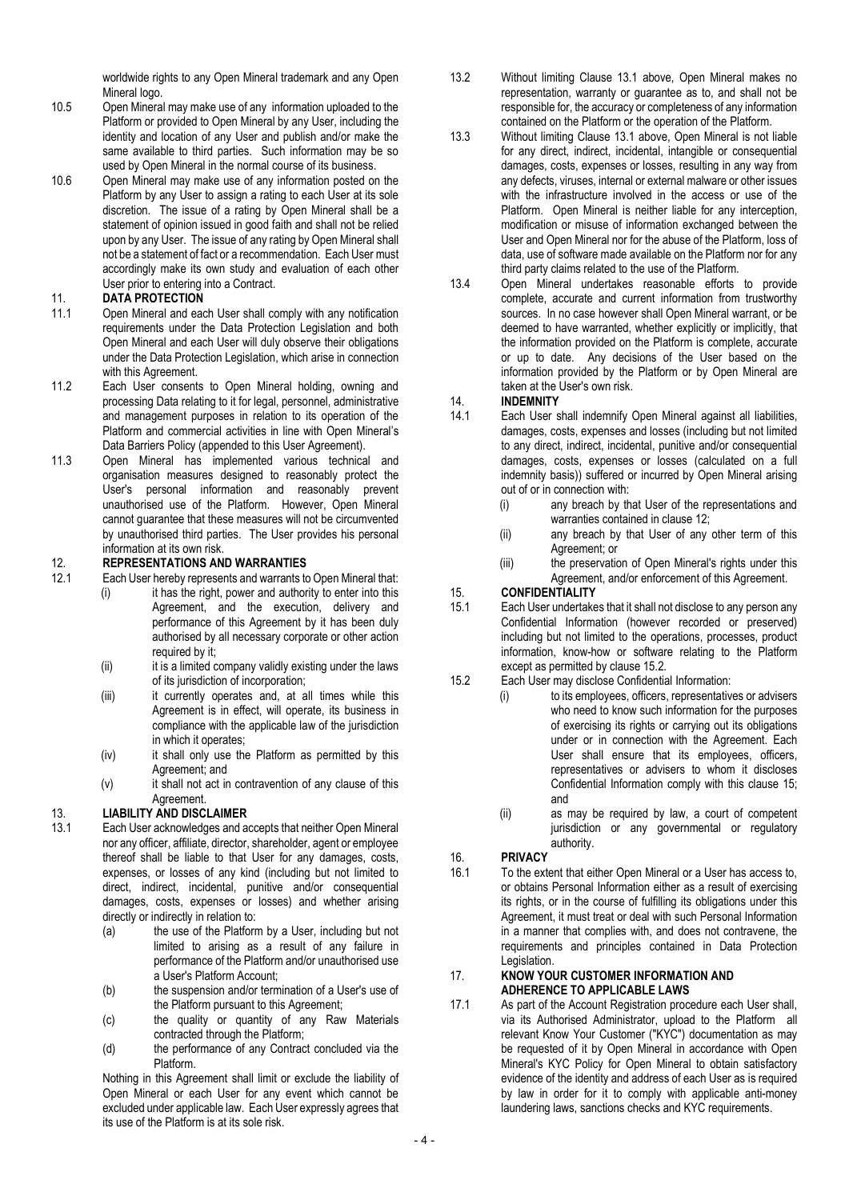worldwide rights to any Open Mineral trademark and any Open Mineral logo.

10.5 Open Mineral may make use of any information uploaded to the Platform or provided to Open Mineral by any User, including the identity and location of any User and publish and/or make the same available to third parties. Such information may be so used by Open Mineral in the normal course of its business.

10.6 Open Mineral may make use of any information posted on the Platform by any User to assign a rating to each User at its sole discretion. The issue of a rating by Open Mineral shall be a statement of opinion issued in good faith and shall not be relied upon by any User. The issue of any rating by Open Mineral shall not be a statement of fact or a recommendation. Each User must accordingly make its own study and evaluation of each other User prior to entering into a Contract.

## 11. DATA PROTECTION

11.1 Open Mineral and each User shall comply with any notification requirements under the Data Protection Legislation and both Open Mineral and each User will duly observe their obligations under the Data Protection Legislation, which arise in connection with this Agreement.

11.2 Each User consents to Open Mineral holding, owning and processing Data relating to it for legal, personnel, administrative and management purposes in relation to its operation of the Platform and commercial activities in line with Open Mineral's Data Barriers Policy (appended to this User Agreement).

11.3 Open Mineral has implemented various technical and organisation measures designed to reasonably protect the User's personal information and reasonably prevent unauthorised use of the Platform. However, Open Mineral cannot guarantee that these measures will not be circumvented by unauthorised third parties. The User provides his personal information at its own risk.

## 12. REPRESENTATIONS AND WARRANTIES

12.1 Each User hereby represents and warrants to Open Mineral that:

(i) it has the right, power and authority to enter into this Agreement, and the execution, delivery and performance of this Agreement by it has been duly authorised by all necessary corporate or other action required by it;

(ii) it is a limited company validly existing under the laws of its jurisdiction of incorporation;

(iii) it currently operates and, at all times while this Agreement is in effect, will operate, its business in compliance with the applicable law of the jurisdiction in which it operates;

(iv) it shall only use the Platform as permitted by this Agreement; and

(v) it shall not act in contravention of any clause of this Agreement.

## 13. LIABILITY AND DISCLAIMER

13.1 Each User acknowledges and accepts that neither Open Mineral nor any officer, affiliate, director, shareholder, agent or employee thereof shall be liable to that User for any damages, costs, expenses, or losses of any kind (including but not limited to direct, indirect, incidental, punitive and/or consequential damages, costs, expenses or losses) and whether arising directly or indirectly in relation to:

(a) the use of the Platform by a User, including but not limited to arising as a result of any failure in performance of the Platform and/or unauthorised use a User's Platform Account;

(b) the suspension and/or termination of a User's use of the Platform pursuant to this Agreement;

(c) the quality or quantity of any Raw Materials contracted through the Platform;

(d) the performance of any Contract concluded via the Platform.

Nothing in this Agreement shall limit or exclude the liability of Open Mineral or each User for any event which cannot be excluded under applicable law. Each User expressly agrees that its use of the Platform is at its sole risk.

13.2 Without limiting Clause 13.1 above, Open Mineral makes no representation, warranty or guarantee as to, and shall not be responsible for, the accuracy or completeness of any information contained on the Platform or the operation of the Platform.

13.3 Without limiting Clause 13.1 above, Open Mineral is not liable for any direct, indirect, incidental, intangible or consequential damages, costs, expenses or losses, resulting in any way from any defects, viruses, internal or external malware or other issues with the infrastructure involved in the access or use of the Platform. Open Mineral is neither liable for any interception, modification or misuse of information exchanged between the User and Open Mineral nor for the abuse of the Platform, loss of data, use of software made available on the Platform nor for any third party claims related to the use of the Platform.

13.4 Open Mineral undertakes reasonable efforts to provide complete, accurate and current information from trustworthy sources. In no case however shall Open Mineral warrant, or be deemed to have warranted, whether explicitly or implicitly, that the information provided on the Platform is complete, accurate or up to date. Any decisions of the User based on the information provided by the Platform or by Open Mineral are taken at the User's own risk.

## 14. INDEMNITY

14.1 Each User shall indemnify Open Mineral against all liabilities, damages, costs, expenses and losses (including but not limited to any direct, indirect, incidental, punitive and/or consequential damages, costs, expenses or losses (calculated on a full indemnity basis)) suffered or incurred by Open Mineral arising out of or in connection with:

(i) any breach by that User of the representations and warranties contained in clause 12;

(ii) any breach by that User of any other term of this Agreement; or

(iii) the preservation of Open Mineral's rights under this Agreement, and/or enforcement of this Agreement.

## 15. CONFIDENTIALITY

15.1 Each User undertakes that it shall not disclose to any person any Confidential Information (however recorded or preserved) including but not limited to the operations, processes, product information, know-how or software relating to the Platform except as permitted by clause 15.2.

15.2 Each User may disclose Confidential Information:

(i) to its employees, officers, representatives or advisers who need to know such information for the purposes of exercising its rights or carrying out its obligations under or in connection with the Agreement. Each User shall ensure that its employees, officers, representatives or advisers to whom it discloses Confidential Information comply with this clause 15; and

(ii) as may be required by law, a court of competent jurisdiction or any governmental or regulatory authority.

## 16. PRIVACY

16.1 To the extent that either Open Mineral or a User has access to, or obtains Personal Information either as a result of exercising its rights, or in the course of fulfilling its obligations under this Agreement, it must treat or deal with such Personal Information in a manner that complies with, and does not contravene, the requirements and principles contained in Data Protection Legislation.

## 17. KNOW YOUR CUSTOMER INFORMATION AND ADHERENCE TO APPLICABLE LAWS

17.1 As part of the Account Registration procedure each User shall, via its Authorised Administrator, upload to the Platform all relevant Know Your Customer ("KYC") documentation as may be requested of it by Open Mineral in accordance with Open Mineral's KYC Policy for Open Mineral to obtain satisfactory evidence of the identity and address of each User as is required by law in order for it to comply with applicable anti-money laundering laws, sanctions checks and KYC requirements.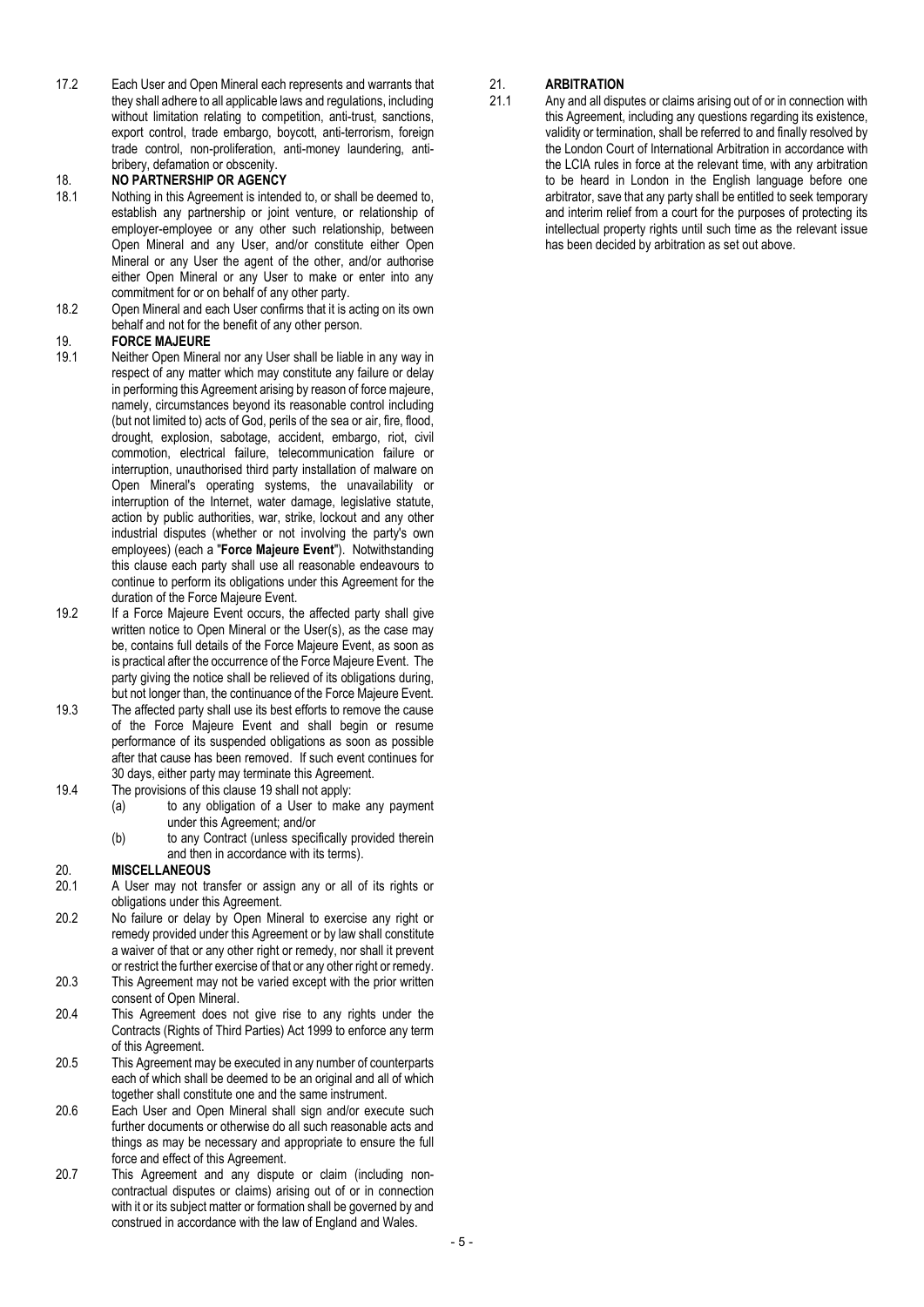17.2 Each User and Open Mineral each represents and warrants that they shall adhere to all applicable laws and regulations, including without limitation relating to competition, anti-trust, sanctions, export control, trade embargo, boycott, anti-terrorism, foreign trade control, non-proliferation, anti-money laundering, anti-bribery, defamation or obscenity.

## 18. NO PARTNERSHIP OR AGENCY

18.1 Nothing in this Agreement is intended to, or shall be deemed to, establish any partnership or joint venture, or relationship of employer-employee or any other such relationship, between Open Mineral and any User, and/or constitute either Open Mineral or any User the agent of the other, and/or authorise either Open Mineral or any User to make or enter into any commitment for or on behalf of any other party.

18.2 Open Mineral and each User confirms that it is acting on its own behalf and not for the benefit of any other person.

## 19. FORCE MAJEURE

19.1 Neither Open Mineral nor any User shall be liable in any way in respect of any matter which may constitute any failure or delay in performing this Agreement arising by reason of force majeure, namely, circumstances beyond its reasonable control including (but not limited to) acts of God, perils of the sea or air, fire, flood, drought, explosion, sabotage, accident, embargo, riot, civil commotion, electrical failure, telecommunication failure or interruption, unauthorised third party installation of malware on Open Mineral's operating systems, the unavailability or interruption of the Internet, water damage, legislative statute, action by public authorities, war, strike, lockout and any other industrial disputes (whether or not involving the party's own employees) (each a "**Force Majeure Event**"). Notwithstanding this clause each party shall use all reasonable endeavours to continue to perform its obligations under this Agreement for the duration of the Force Majeure Event.

19.2 If a Force Majeure Event occurs, the affected party shall give written notice to Open Mineral or the User(s), as the case may be, contains full details of the Force Majeure Event, as soon as is practical after the occurrence of the Force Majeure Event. The party giving the notice shall be relieved of its obligations during, but not longer than, the continuance of the Force Majeure Event.

19.3 The affected party shall use its best efforts to remove the cause of the Force Majeure Event and shall begin or resume performance of its suspended obligations as soon as possible after that cause has been removed. If such event continues for 30 days, either party may terminate this Agreement.

19.4 The provisions of this clause 19 shall not apply:

(a) to any obligation of a User to make any payment under this Agreement; and/or

(b) to any Contract (unless specifically provided therein and then in accordance with its terms).

## 20. MISCELLANEOUS

20.1 A User may not transfer or assign any or all of its rights or obligations under this Agreement.

20.2 No failure or delay by Open Mineral to exercise any right or remedy provided under this Agreement or by law shall constitute a waiver of that or any other right or remedy, nor shall it prevent or restrict the further exercise of that or any other right or remedy.

20.3 This Agreement may not be varied except with the prior written consent of Open Mineral.

20.4 This Agreement does not give rise to any rights under the Contracts (Rights of Third Parties) Act 1999 to enforce any term of this Agreement.

20.5 This Agreement may be executed in any number of counterparts each of which shall be deemed to be an original and all of which together shall constitute one and the same instrument.

20.6 Each User and Open Mineral shall sign and/or execute such further documents or otherwise do all such reasonable acts and things as may be necessary and appropriate to ensure the full force and effect of this Agreement.

20.7 This Agreement and any dispute or claim (including non-contractual disputes or claims) arising out of or in connection with it or its subject matter or formation shall be governed by and construed in accordance with the law of England and Wales.

## 21. ARBITRATION

21.1 Any and all disputes or claims arising out of or in connection with this Agreement, including any questions regarding its existence, validity or termination, shall be referred to and finally resolved by the London Court of International Arbitration in accordance with the LCIA rules in force at the relevant time, with any arbitration to be heard in London in the English language before one arbitrator, save that any party shall be entitled to seek temporary and interim relief from a court for the purposes of protecting its intellectual property rights until such time as the relevant issue has been decided by arbitration as set out above.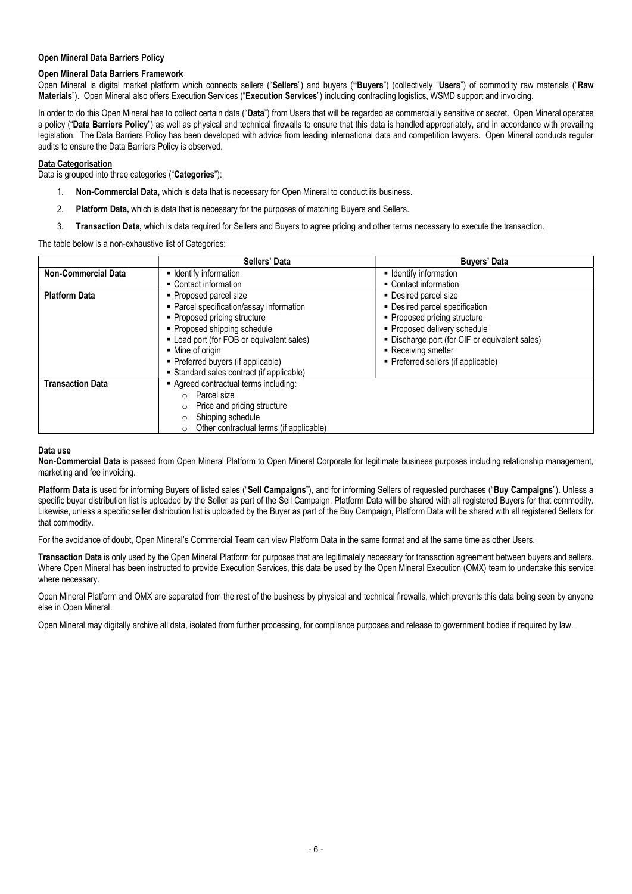**Open Mineral Data Barriers Policy**

**Open Mineral Data Barriers Framework**

Open Mineral is digital market platform which connects sellers ("**Sellers**") and buyers (**"Buyers**") (collectively "**Users**") of commodity raw materials ("**Raw Materials**"). Open Mineral also offers Execution Services ("**Execution Services**") including contracting logistics, WSMD support and invoicing.

In order to do this Open Mineral has to collect certain data ("**Data**") from Users that will be regarded as commercially sensitive or secret. Open Mineral operates a policy ("**Data Barriers Policy**") as well as physical and technical firewalls to ensure that this data is handled appropriately, and in accordance with prevailing legislation. The Data Barriers Policy has been developed with advice from leading international data and competition lawyers. Open Mineral conducts regular audits to ensure the Data Barriers Policy is observed.

**Data Categorisation**

Data is grouped into three categories ("**Categories**"):

1. **Non-Commercial Data,** which is data that is necessary for Open Mineral to conduct its business.
2. **Platform Data,** which is data that is necessary for the purposes of matching Buyers and Sellers.
3. **Transaction Data,** which is data required for Sellers and Buyers to agree pricing and other terms necessary to execute the transaction.

The table below is a non-exhaustive list of Categories:

| | Sellers' Data | Buyers' Data |
|---|---|---|
| **Non-Commercial Data** | ▪ Identify information<br>▪ Contact information | ▪ Identify information<br>▪ Contact information |
| **Platform Data** | ▪ Proposed parcel size<br>▪ Parcel specification/assay information<br>▪ Proposed pricing structure<br>▪ Proposed shipping schedule<br>▪ Load port (for FOB or equivalent sales)<br>▪ Mine of origin<br>▪ Preferred buyers (if applicable)<br>▪ Standard sales contract (if applicable) | ▪ Desired parcel size<br>▪ Desired parcel specification<br>▪ Proposed pricing structure<br>▪ Proposed delivery schedule<br>▪ Discharge port (for CIF or equivalent sales)<br>▪ Receiving smelter<br>▪ Preferred sellers (if applicable) |
| **Transaction Data** | ▪ Agreed contractual terms including:<br>○ Parcel size<br>○ Price and pricing structure<br>○ Shipping schedule<br>○ Other contractual terms (if applicable) | |

**Data use**

**Non-Commercial Data** is passed from Open Mineral Platform to Open Mineral Corporate for legitimate business purposes including relationship management, marketing and fee invoicing.

**Platform Data** is used for informing Buyers of listed sales ("**Sell Campaigns**"), and for informing Sellers of requested purchases ("**Buy Campaigns**"). Unless a specific buyer distribution list is uploaded by the Seller as part of the Sell Campaign, Platform Data will be shared with all registered Buyers for that commodity. Likewise, unless a specific seller distribution list is uploaded by the Buyer as part of the Buy Campaign, Platform Data will be shared with all registered Sellers for that commodity.

For the avoidance of doubt, Open Mineral's Commercial Team can view Platform Data in the same format and at the same time as other Users.

**Transaction Data** is only used by the Open Mineral Platform for purposes that are legitimately necessary for transaction agreement between buyers and sellers. Where Open Mineral has been instructed to provide Execution Services, this data be used by the Open Mineral Execution (OMX) team to undertake this service where necessary.

Open Mineral Platform and OMX are separated from the rest of the business by physical and technical firewalls, which prevents this data being seen by anyone else in Open Mineral.

Open Mineral may digitally archive all data, isolated from further processing, for compliance purposes and release to government bodies if required by law.